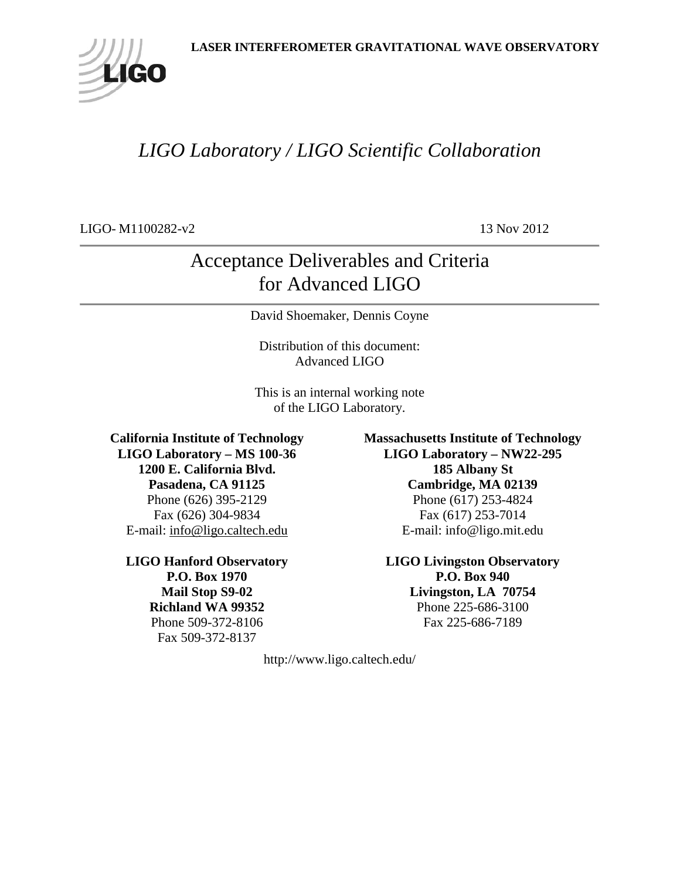**LASER INTERFEROMETER GRAVITATIONAL WAVE OBSERVATORY**

# *LIGO Laboratory / LIGO Scientific Collaboration*

LIGO- M1100282-v2 13 Nov 2012

## Acceptance Deliverables and Criteria for Advanced LIGO

David Shoemaker, Dennis Coyne

Distribution of this document:
Advanced LIGO

This is an internal working note
of the LIGO Laboratory.

**California Institute of Technology**
**LIGO Laboratory – MS 100-36**
**1200 E. California Blvd.**
**Pasadena, CA 91125**
Phone (626) 395-2129
Fax (626) 304-9834
E-mail: info@ligo.caltech.edu

**Massachusetts Institute of Technology**
**LIGO Laboratory – NW22-295**
**185 Albany St**
**Cambridge, MA 02139**
Phone (617) 253-4824
Fax (617) 253-7014
E-mail: info@ligo.mit.edu

**LIGO Hanford Observatory**
**P.O. Box 1970**
**Mail Stop S9-02**
**Richland WA 99352**
Phone 509-372-8106
Fax 509-372-8137

**LIGO Livingston Observatory**
**P.O. Box 940**
**Livingston, LA 70754**
Phone 225-686-3100
Fax 225-686-7189

http://www.ligo.caltech.edu/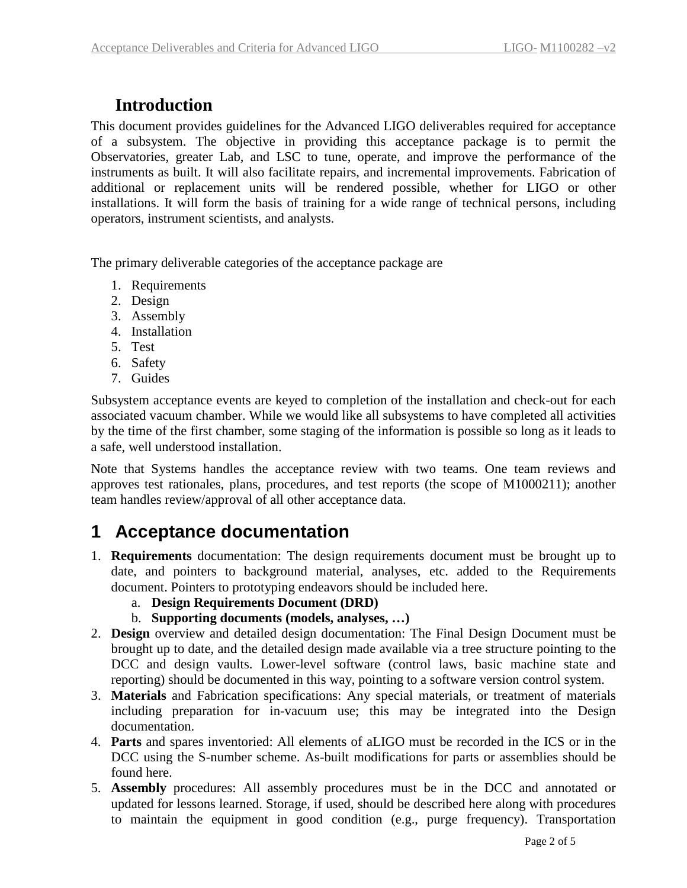# Introduction

This document provides guidelines for the Advanced LIGO deliverables required for acceptance of a subsystem. The objective in providing this acceptance package is to permit the Observatories, greater Lab, and LSC to tune, operate, and improve the performance of the instruments as built. It will also facilitate repairs, and incremental improvements. Fabrication of additional or replacement units will be rendered possible, whether for LIGO or other installations. It will form the basis of training for a wide range of technical persons, including operators, instrument scientists, and analysts.

The primary deliverable categories of the acceptance package are

1. Requirements
2. Design
3. Assembly
4. Installation
5. Test
6. Safety
7. Guides

Subsystem acceptance events are keyed to completion of the installation and check-out for each associated vacuum chamber. While we would like all subsystems to have completed all activities by the time of the first chamber, some staging of the information is possible so long as it leads to a safe, well understood installation.

Note that Systems handles the acceptance review with two teams. One team reviews and approves test rationales, plans, procedures, and test reports (the scope of M1000211); another team handles review/approval of all other acceptance data.

# 1 Acceptance documentation

1. **Requirements** documentation: The design requirements document must be brought up to date, and pointers to background material, analyses, etc. added to the Requirements document. Pointers to prototyping endeavors should be included here.
   a. **Design Requirements Document (DRD)**
   b. **Supporting documents (models, analyses, …)**
2. **Design** overview and detailed design documentation: The Final Design Document must be brought up to date, and the detailed design made available via a tree structure pointing to the DCC and design vaults. Lower-level software (control laws, basic machine state and reporting) should be documented in this way, pointing to a software version control system.
3. **Materials** and Fabrication specifications: Any special materials, or treatment of materials including preparation for in-vacuum use; this may be integrated into the Design documentation.
4. **Parts** and spares inventoried: All elements of aLIGO must be recorded in the ICS or in the DCC using the S-number scheme. As-built modifications for parts or assemblies should be found here.
5. **Assembly** procedures: All assembly procedures must be in the DCC and annotated or updated for lessons learned. Storage, if used, should be described here along with procedures to maintain the equipment in good condition (e.g., purge frequency). Transportation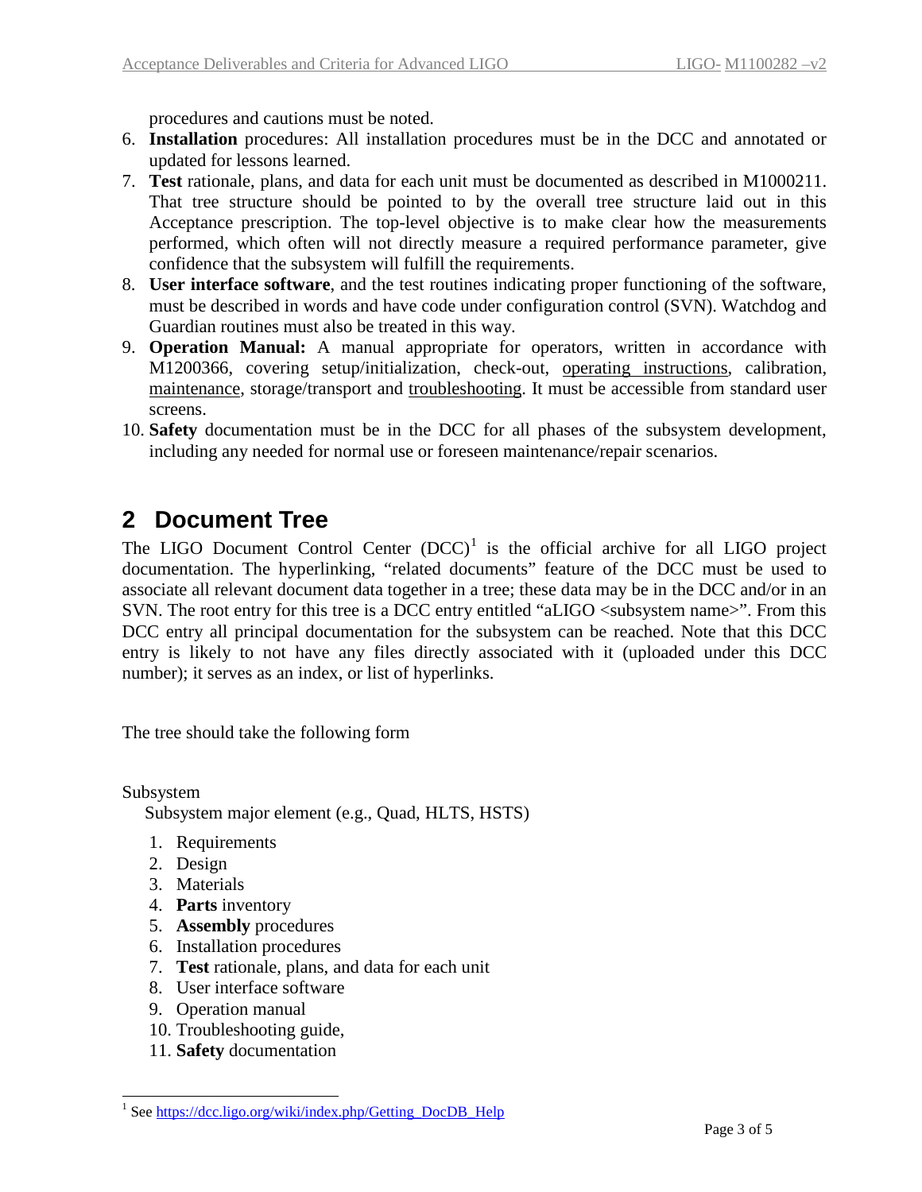procedures and cautions must be noted.

6. **Installation** procedures: All installation procedures must be in the DCC and annotated or updated for lessons learned.
7. **Test** rationale, plans, and data for each unit must be documented as described in M1000211. That tree structure should be pointed to by the overall tree structure laid out in this Acceptance prescription. The top-level objective is to make clear how the measurements performed, which often will not directly measure a required performance parameter, give confidence that the subsystem will fulfill the requirements.
8. **User interface software**, and the test routines indicating proper functioning of the software, must be described in words and have code under configuration control (SVN). Watchdog and Guardian routines must also be treated in this way.
9. **Operation Manual:** A manual appropriate for operators, written in accordance with M1200366, covering setup/initialization, check-out, operating instructions, calibration, maintenance, storage/transport and troubleshooting. It must be accessible from standard user screens.
10. **Safety** documentation must be in the DCC for all phases of the subsystem development, including any needed for normal use or foreseen maintenance/repair scenarios.

# 2 Document Tree

The LIGO Document Control Center (DCC)[1] is the official archive for all LIGO project documentation. The hyperlinking, "related documents" feature of the DCC must be used to associate all relevant document data together in a tree; these data may be in the DCC and/or in an SVN. The root entry for this tree is a DCC entry entitled "aLIGO <subsystem name>". From this DCC entry all principal documentation for the subsystem can be reached. Note that this DCC entry is likely to not have any files directly associated with it (uploaded under this DCC number); it serves as an index, or list of hyperlinks.

The tree should take the following form

Subsystem

Subsystem major element (e.g., Quad, HLTS, HSTS)

1. Requirements
2. Design
3. Materials
4. **Parts** inventory
5. **Assembly** procedures
6. Installation procedures
7. **Test** rationale, plans, and data for each unit
8. User interface software
9. Operation manual
10. Troubleshooting guide,
11. **Safety** documentation

[1] See https://dcc.ligo.org/wiki/index.php/Getting_DocDB_Help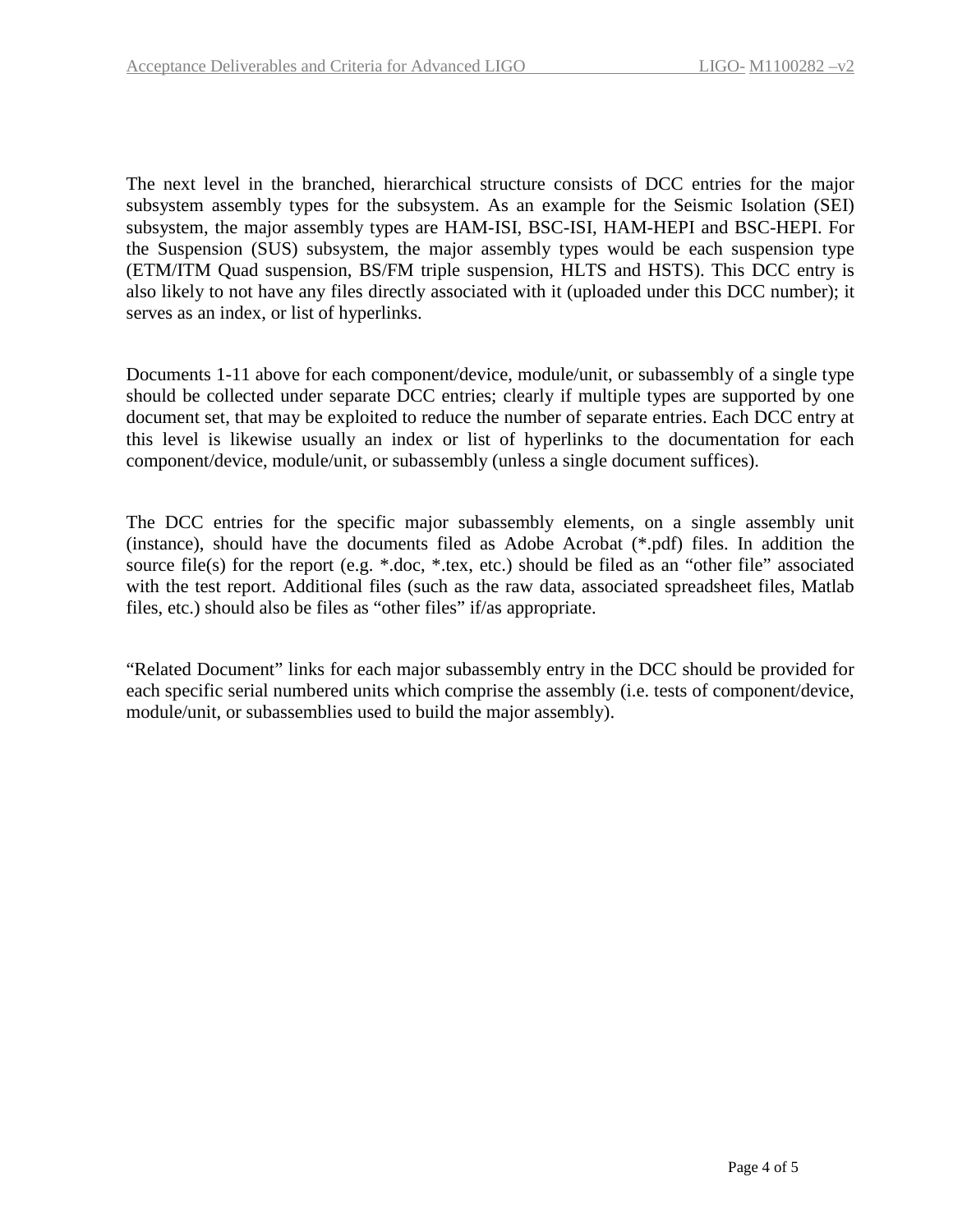The next level in the branched, hierarchical structure consists of DCC entries for the major subsystem assembly types for the subsystem. As an example for the Seismic Isolation (SEI) subsystem, the major assembly types are HAM-ISI, BSC-ISI, HAM-HEPI and BSC-HEPI. For the Suspension (SUS) subsystem, the major assembly types would be each suspension type (ETM/ITM Quad suspension, BS/FM triple suspension, HLTS and HSTS). This DCC entry is also likely to not have any files directly associated with it (uploaded under this DCC number); it serves as an index, or list of hyperlinks.

Documents 1-11 above for each component/device, module/unit, or subassembly of a single type should be collected under separate DCC entries; clearly if multiple types are supported by one document set, that may be exploited to reduce the number of separate entries. Each DCC entry at this level is likewise usually an index or list of hyperlinks to the documentation for each component/device, module/unit, or subassembly (unless a single document suffices).

The DCC entries for the specific major subassembly elements, on a single assembly unit (instance), should have the documents filed as Adobe Acrobat (*.pdf) files. In addition the source file(s) for the report (e.g. *.doc, *.tex, etc.) should be filed as an "other file" associated with the test report. Additional files (such as the raw data, associated spreadsheet files, Matlab files, etc.) should also be files as "other files" if/as appropriate.

"Related Document" links for each major subassembly entry in the DCC should be provided for each specific serial numbered units which comprise the assembly (i.e. tests of component/device, module/unit, or subassemblies used to build the major assembly).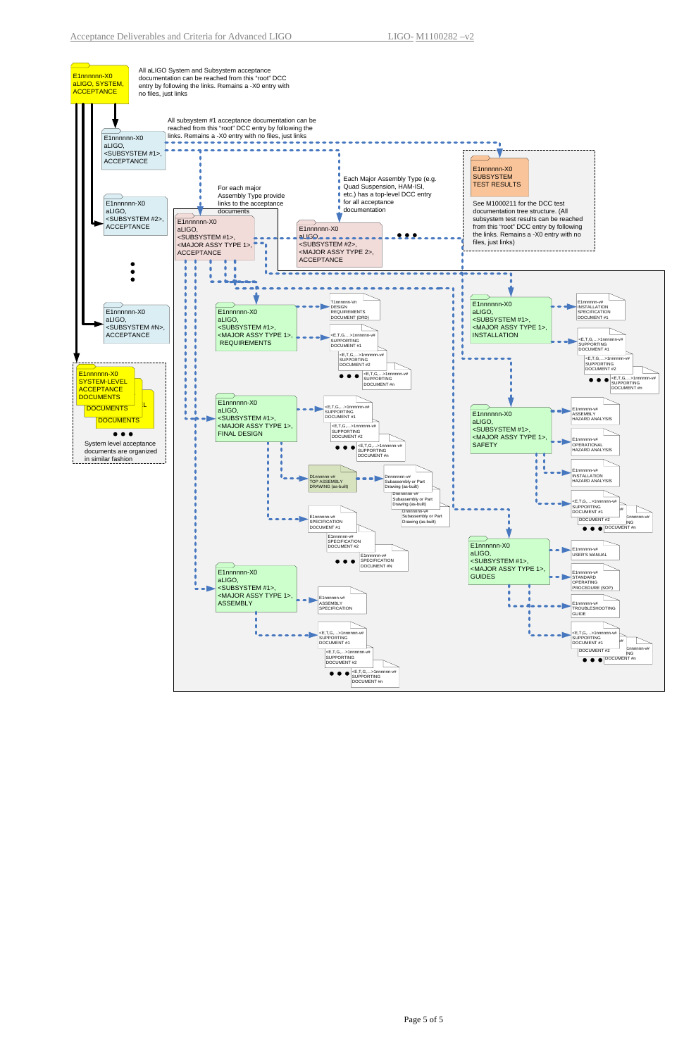E1nnnnnn-X0
aLIGO, SYSTEM,
ACCEPTANCE

All aLIGO System and Subsystem acceptance documentation can be reached from this "root" DCC entry by following the links. Remains a -X0 entry with no files, just links

All subsystem #1 acceptance documentation can be reached from this "root" DCC entry by following the links. Remains a -X0 entry with no files, just links

E1nnnnnn-X0
aLIGO,
<SUBSYSTEM #1>,
ACCEPTANCE

E1nnnnnn-X0
SUBSYSTEM
TEST RESULTS

See M1000211 for the DCC test documentation tree structure. (All subsystem test results can be reached from this "root" DCC entry by following the links. Remains a -X0 entry with no files, just links)

Each Major Assembly Type (e.g. Quad Suspension, HAM-ISI, etc.) has a top-level DCC entry for all acceptance documentation

For each major Assembly Type provide links to the acceptance documents

E1nnnnnn-X0
aLIGO,
<SUBSYSTEM #2>,
ACCEPTANCE

E1nnnnnn-X0
aLIGO,
<SUBSYSTEM #1>,
<MAJOR ASSY TYPE 1>,
ACCEPTANCE

E1nnnnnn-X0
aLIGO,
<SUBSYSTEM #2>,
<MAJOR ASSY TYPE 2>,
ACCEPTANCE

E1nnnnnn-X0
aLIGO,
<SUBSYSTEM #N>,
ACCEPTANCE

E1nnnnnn-X0
SYSTEM-LEVEL
ACCEPTANCE
DOCUMENTS

System level acceptance documents are organized in similar fashion

E1nnnnnn-X0
aLIGO,
<SUBSYSTEM #1>,
<MAJOR ASSY TYPE 1>,
REQUIREMENTS

T1nnnnnn-Vn
DESIGN
REQUIREMENTS
DOCUMENT (DRD)

<E,T,G,...>1nnnnnn-v#
SUPPORTING
DOCUMENT #1

<E,T,G,...>1nnnnnn-v#
SUPPORTING
DOCUMENT #2

<E,T,G,...>1nnnnnn-v#
SUPPORTING
DOCUMENT #n

E1nnnnnn-X0
aLIGO,
<SUBSYSTEM #1>,
<MAJOR ASSY TYPE 1>,
INSTALLATION

E1nnnnnn-v#
INSTALLATION
SPECIFICATION
DOCUMENT #1

<E,T,G,...>1nnnnnn-v#
SUPPORTING
DOCUMENT #1

<E,T,G,...>1nnnnnn-v#
SUPPORTING
DOCUMENT #2

<E,T,G,...>1nnnnnn-v#
SUPPORTING
DOCUMENT #n

E1nnnnnn-X0
aLIGO,
<SUBSYSTEM #1>,
<MAJOR ASSY TYPE 1>,
FINAL DESIGN

<E,T,G,...>1nnnnnn-v#
SUPPORTING
DOCUMENT #1

<E,T,G,...>1nnnnnn-v#
SUPPORTING
DOCUMENT #2

<E,T,G,...>1nnnnnn-v#
SUPPORTING
DOCUMENT #n

D1nnnnnn-v#
TOP ASSEMBLY
DRAWING (as-built)

Dnnnnnnn-v#
Subassembly or Part
Drawing (as-built)

E1nnnnnn-v#
SPECIFICATION
DOCUMENT #1

E1nnnnnn-v#
SPECIFICATION
DOCUMENT #2

E1nnnnnn-v#
SPECIFICATION
DOCUMENT #N

E1nnnnnn-X0
aLIGO,
<SUBSYSTEM #1>,
<MAJOR ASSY TYPE 1>,
SAFETY

E1nnnnnn-v#
ASSEMBLY
HAZARD ANALYSIS

E1nnnnnn-v#
OPERATIONAL
HAZARD ANALYSIS

E1nnnnnn-v#
INSTALLATION
HAZARD ANALYSIS

<E,T,G,...>1nnnnnn-v#
SUPPORTING
DOCUMENT #1

DOCUMENT #2

DOCUMENT #n

E1nnnnnn-X0
aLIGO,
<SUBSYSTEM #1>,
<MAJOR ASSY TYPE 1>,
GUIDES

E1nnnnnn-v#
USER'S MANUAL

E1nnnnnn-v#
STANDARD
OPERATING
PROCEDURE (SOP)

E1nnnnnn-v#
TROUBLESHOOTING
GUIDE

<E,T,G,...>1nnnnnn-v#
SUPPORTING
DOCUMENT #1

DOCUMENT #2

DOCUMENT #n

E1nnnnnn-X0
aLIGO,
<SUBSYSTEM #1>,
<MAJOR ASSY TYPE 1>,
ASSEMBLY

E1nnnnnn-v#
ASSEMBLY
SPECIFICATION

<E,T,G,...>1nnnnnn-v#
SUPPORTING
DOCUMENT #1

<E,T,G,...>1nnnnnn-v#
SUPPORTING
DOCUMENT #2

<E,T,G,...>1nnnnnn-v#
SUPPORTING
DOCUMENT #n